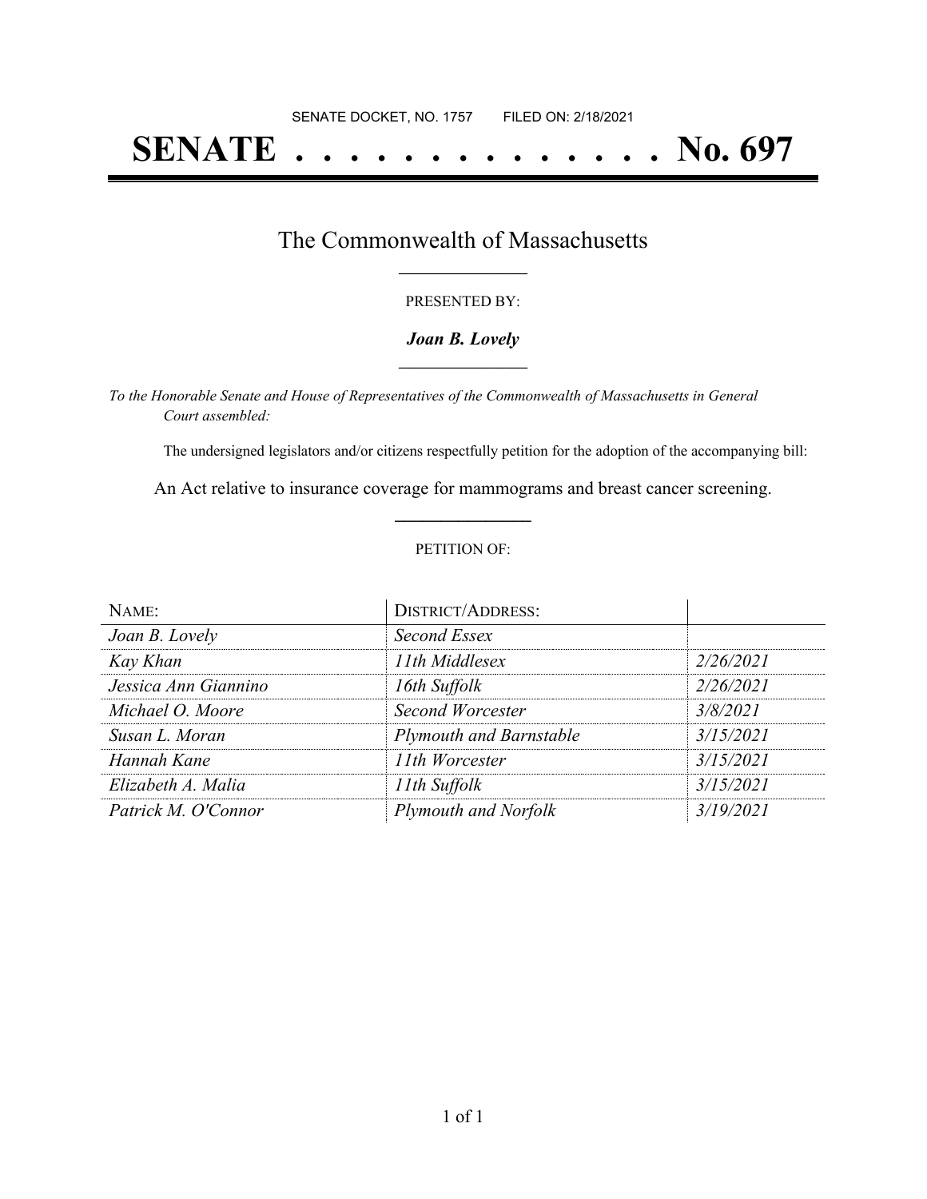SENATE DOCKET, NO. 1757 FILED ON: 2/18/2021

# SENATE . . . . . . . . . . . . . . No. 697

## The Commonwealth of Massachusetts

PRESENTED BY:

***Joan B. Lovely***

*To the Honorable Senate and House of Representatives of the Commonwealth of Massachusetts in General Court assembled:*

The undersigned legislators and/or citizens respectfully petition for the adoption of the accompanying bill:

An Act relative to insurance coverage for mammograms and breast cancer screening.

PETITION OF:

| NAME: | DISTRICT/ADDRESS: | |
|---|---|---|
| *Joan B. Lovely* | *Second Essex* | |
| *Kay Khan* | *11th Middlesex* | *2/26/2021* |
| *Jessica Ann Giannino* | *16th Suffolk* | *2/26/2021* |
| *Michael O. Moore* | *Second Worcester* | *3/8/2021* |
| *Susan L. Moran* | *Plymouth and Barnstable* | *3/15/2021* |
| *Hannah Kane* | *11th Worcester* | *3/15/2021* |
| *Elizabeth A. Malia* | *11th Suffolk* | *3/15/2021* |
| *Patrick M. O'Connor* | *Plymouth and Norfolk* | *3/19/2021* |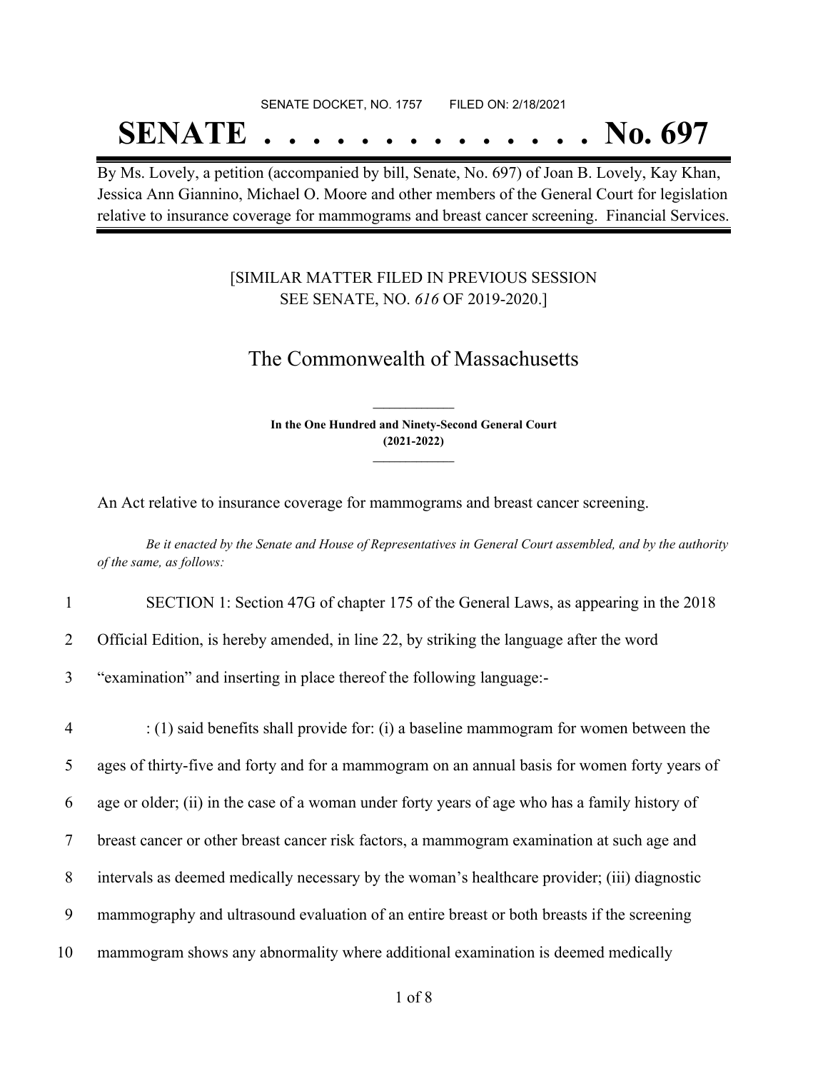SENATE DOCKET, NO. 1757        FILED ON: 2/18/2021

# SENATE . . . . . . . . . . . . . . No. 697

By Ms. Lovely, a petition (accompanied by bill, Senate, No. 697) of Joan B. Lovely, Kay Khan, Jessica Ann Giannino, Michael O. Moore and other members of the General Court for legislation relative to insurance coverage for mammograms and breast cancer screening. Financial Services.

[SIMILAR MATTER FILED IN PREVIOUS SESSION SEE SENATE, NO. *616* OF 2019-2020.]

## The Commonwealth of Massachusetts

**In the One Hundred and Ninety-Second General Court (2021-2022)**

An Act relative to insurance coverage for mammograms and breast cancer screening.

*Be it enacted by the Senate and House of Representatives in General Court assembled, and by the authority of the same, as follows:*

1 SECTION 1: Section 47G of chapter 175 of the General Laws, as appearing in the 2018
2 Official Edition, is hereby amended, in line 22, by striking the language after the word
3 "examination" and inserting in place thereof the following language:-

4 : (1) said benefits shall provide for: (i) a baseline mammogram for women between the
5 ages of thirty-five and forty and for a mammogram on an annual basis for women forty years of
6 age or older; (ii) in the case of a woman under forty years of age who has a family history of
7 breast cancer or other breast cancer risk factors, a mammogram examination at such age and
8 intervals as deemed medically necessary by the woman's healthcare provider; (iii) diagnostic
9 mammography and ultrasound evaluation of an entire breast or both breasts if the screening
10 mammogram shows any abnormality where additional examination is deemed medically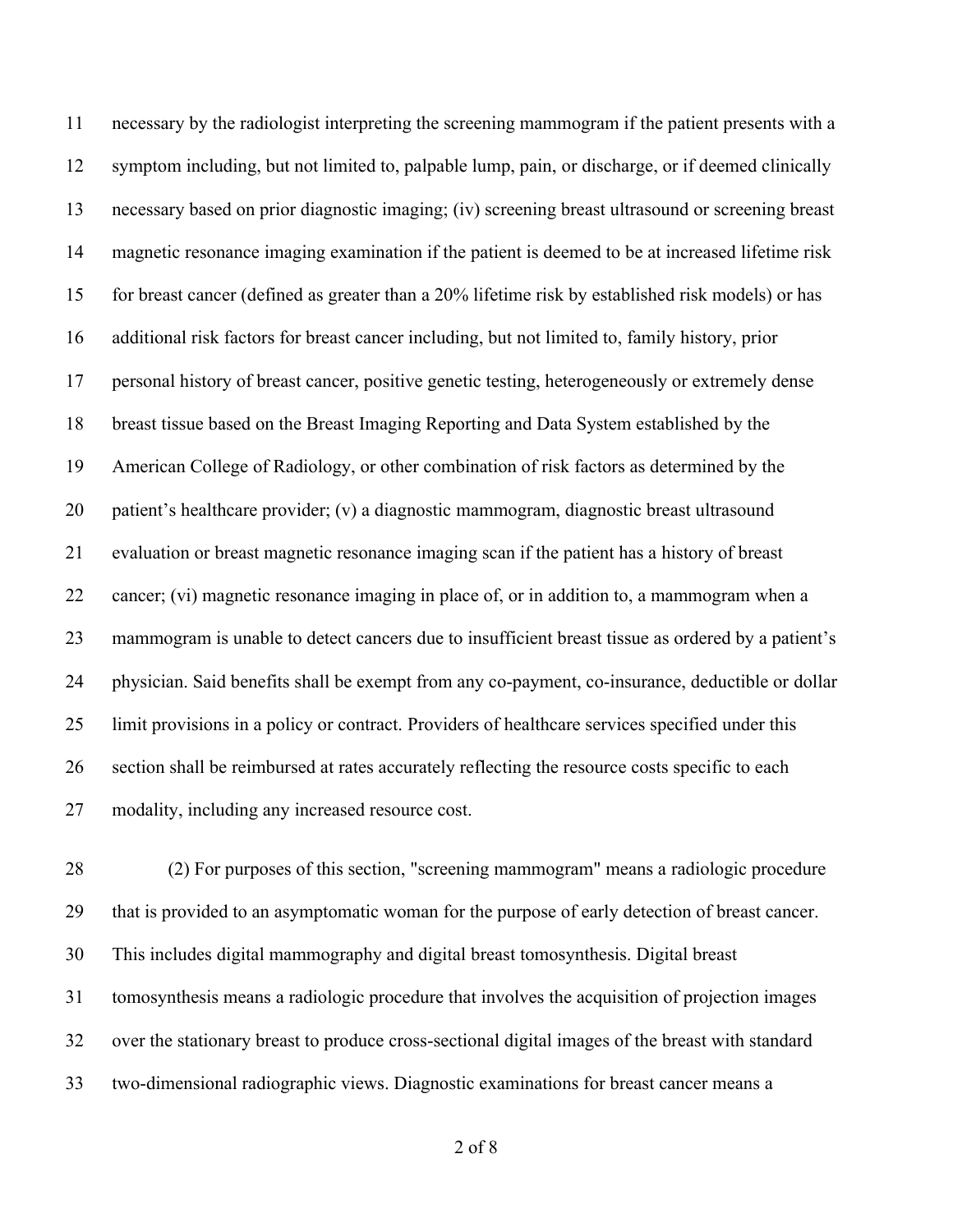necessary by the radiologist interpreting the screening mammogram if the patient presents with a symptom including, but not limited to, palpable lump, pain, or discharge, or if deemed clinically necessary based on prior diagnostic imaging; (iv) screening breast ultrasound or screening breast magnetic resonance imaging examination if the patient is deemed to be at increased lifetime risk for breast cancer (defined as greater than a 20% lifetime risk by established risk models) or has additional risk factors for breast cancer including, but not limited to, family history, prior personal history of breast cancer, positive genetic testing, heterogeneously or extremely dense breast tissue based on the Breast Imaging Reporting and Data System established by the American College of Radiology, or other combination of risk factors as determined by the patient's healthcare provider; (v) a diagnostic mammogram, diagnostic breast ultrasound evaluation or breast magnetic resonance imaging scan if the patient has a history of breast cancer; (vi) magnetic resonance imaging in place of, or in addition to, a mammogram when a mammogram is unable to detect cancers due to insufficient breast tissue as ordered by a patient's physician. Said benefits shall be exempt from any co-payment, co-insurance, deductible or dollar limit provisions in a policy or contract. Providers of healthcare services specified under this section shall be reimbursed at rates accurately reflecting the resource costs specific to each modality, including any increased resource cost.

(2) For purposes of this section, "screening mammogram" means a radiologic procedure that is provided to an asymptomatic woman for the purpose of early detection of breast cancer. This includes digital mammography and digital breast tomosynthesis. Digital breast tomosynthesis means a radiologic procedure that involves the acquisition of projection images over the stationary breast to produce cross-sectional digital images of the breast with standard two-dimensional radiographic views. Diagnostic examinations for breast cancer means a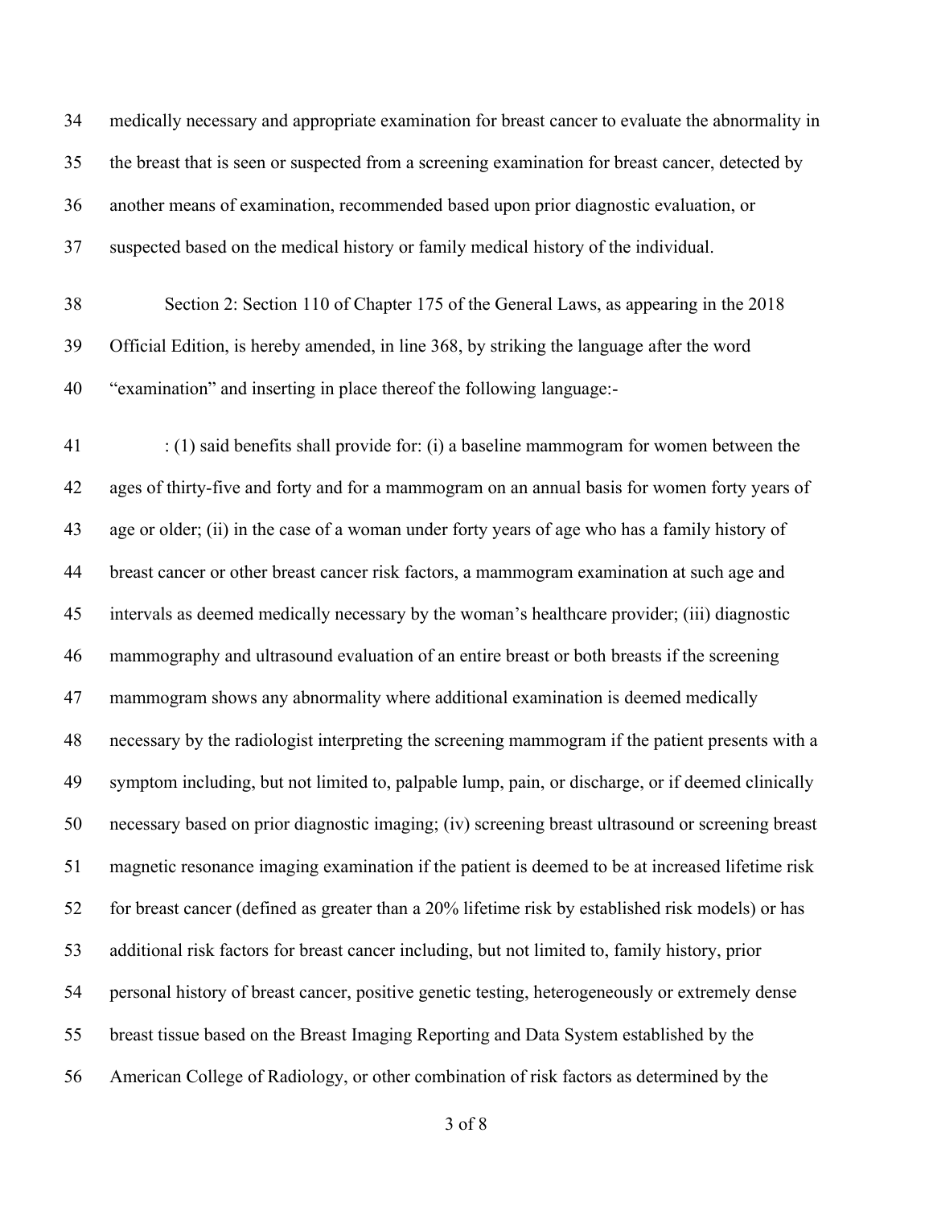medically necessary and appropriate examination for breast cancer to evaluate the abnormality in the breast that is seen or suspected from a screening examination for breast cancer, detected by another means of examination, recommended based upon prior diagnostic evaluation, or suspected based on the medical history or family medical history of the individual.

Section 2: Section 110 of Chapter 175 of the General Laws, as appearing in the 2018 Official Edition, is hereby amended, in line 368, by striking the language after the word "examination" and inserting in place thereof the following language:-

: (1) said benefits shall provide for: (i) a baseline mammogram for women between the ages of thirty-five and forty and for a mammogram on an annual basis for women forty years of age or older; (ii) in the case of a woman under forty years of age who has a family history of breast cancer or other breast cancer risk factors, a mammogram examination at such age and intervals as deemed medically necessary by the woman's healthcare provider; (iii) diagnostic mammography and ultrasound evaluation of an entire breast or both breasts if the screening mammogram shows any abnormality where additional examination is deemed medically necessary by the radiologist interpreting the screening mammogram if the patient presents with a symptom including, but not limited to, palpable lump, pain, or discharge, or if deemed clinically necessary based on prior diagnostic imaging; (iv) screening breast ultrasound or screening breast magnetic resonance imaging examination if the patient is deemed to be at increased lifetime risk for breast cancer (defined as greater than a 20% lifetime risk by established risk models) or has additional risk factors for breast cancer including, but not limited to, family history, prior personal history of breast cancer, positive genetic testing, heterogeneously or extremely dense breast tissue based on the Breast Imaging Reporting and Data System established by the American College of Radiology, or other combination of risk factors as determined by the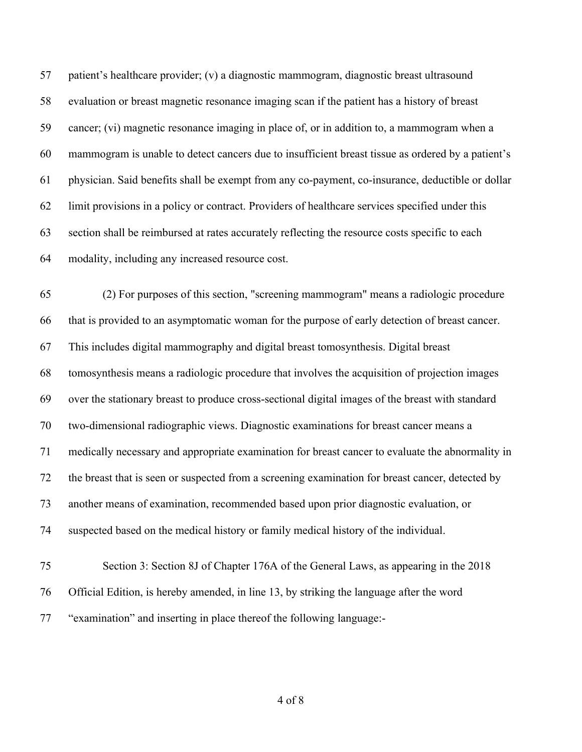patient's healthcare provider; (v) a diagnostic mammogram, diagnostic breast ultrasound evaluation or breast magnetic resonance imaging scan if the patient has a history of breast cancer; (vi) magnetic resonance imaging in place of, or in addition to, a mammogram when a mammogram is unable to detect cancers due to insufficient breast tissue as ordered by a patient's physician. Said benefits shall be exempt from any co-payment, co-insurance, deductible or dollar limit provisions in a policy or contract. Providers of healthcare services specified under this section shall be reimbursed at rates accurately reflecting the resource costs specific to each modality, including any increased resource cost.

(2) For purposes of this section, "screening mammogram" means a radiologic procedure that is provided to an asymptomatic woman for the purpose of early detection of breast cancer. This includes digital mammography and digital breast tomosynthesis. Digital breast tomosynthesis means a radiologic procedure that involves the acquisition of projection images over the stationary breast to produce cross-sectional digital images of the breast with standard two-dimensional radiographic views. Diagnostic examinations for breast cancer means a medically necessary and appropriate examination for breast cancer to evaluate the abnormality in the breast that is seen or suspected from a screening examination for breast cancer, detected by another means of examination, recommended based upon prior diagnostic evaluation, or suspected based on the medical history or family medical history of the individual.

Section 3: Section 8J of Chapter 176A of the General Laws, as appearing in the 2018 Official Edition, is hereby amended, in line 13, by striking the language after the word "examination" and inserting in place thereof the following language:-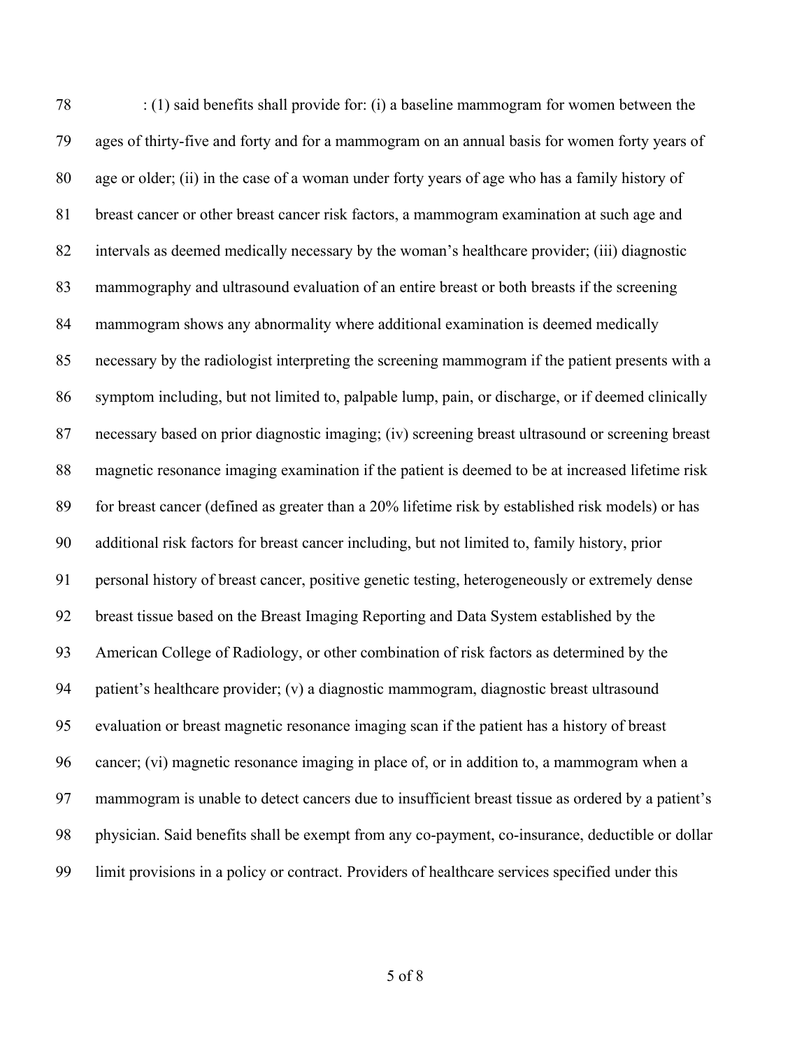: (1) said benefits shall provide for: (i) a baseline mammogram for women between the ages of thirty-five and forty and for a mammogram on an annual basis for women forty years of age or older; (ii) in the case of a woman under forty years of age who has a family history of breast cancer or other breast cancer risk factors, a mammogram examination at such age and intervals as deemed medically necessary by the woman's healthcare provider; (iii) diagnostic mammography and ultrasound evaluation of an entire breast or both breasts if the screening mammogram shows any abnormality where additional examination is deemed medically necessary by the radiologist interpreting the screening mammogram if the patient presents with a symptom including, but not limited to, palpable lump, pain, or discharge, or if deemed clinically necessary based on prior diagnostic imaging; (iv) screening breast ultrasound or screening breast magnetic resonance imaging examination if the patient is deemed to be at increased lifetime risk for breast cancer (defined as greater than a 20% lifetime risk by established risk models) or has additional risk factors for breast cancer including, but not limited to, family history, prior personal history of breast cancer, positive genetic testing, heterogeneously or extremely dense breast tissue based on the Breast Imaging Reporting and Data System established by the American College of Radiology, or other combination of risk factors as determined by the patient's healthcare provider; (v) a diagnostic mammogram, diagnostic breast ultrasound evaluation or breast magnetic resonance imaging scan if the patient has a history of breast cancer; (vi) magnetic resonance imaging in place of, or in addition to, a mammogram when a mammogram is unable to detect cancers due to insufficient breast tissue as ordered by a patient's physician. Said benefits shall be exempt from any co-payment, co-insurance, deductible or dollar limit provisions in a policy or contract. Providers of healthcare services specified under this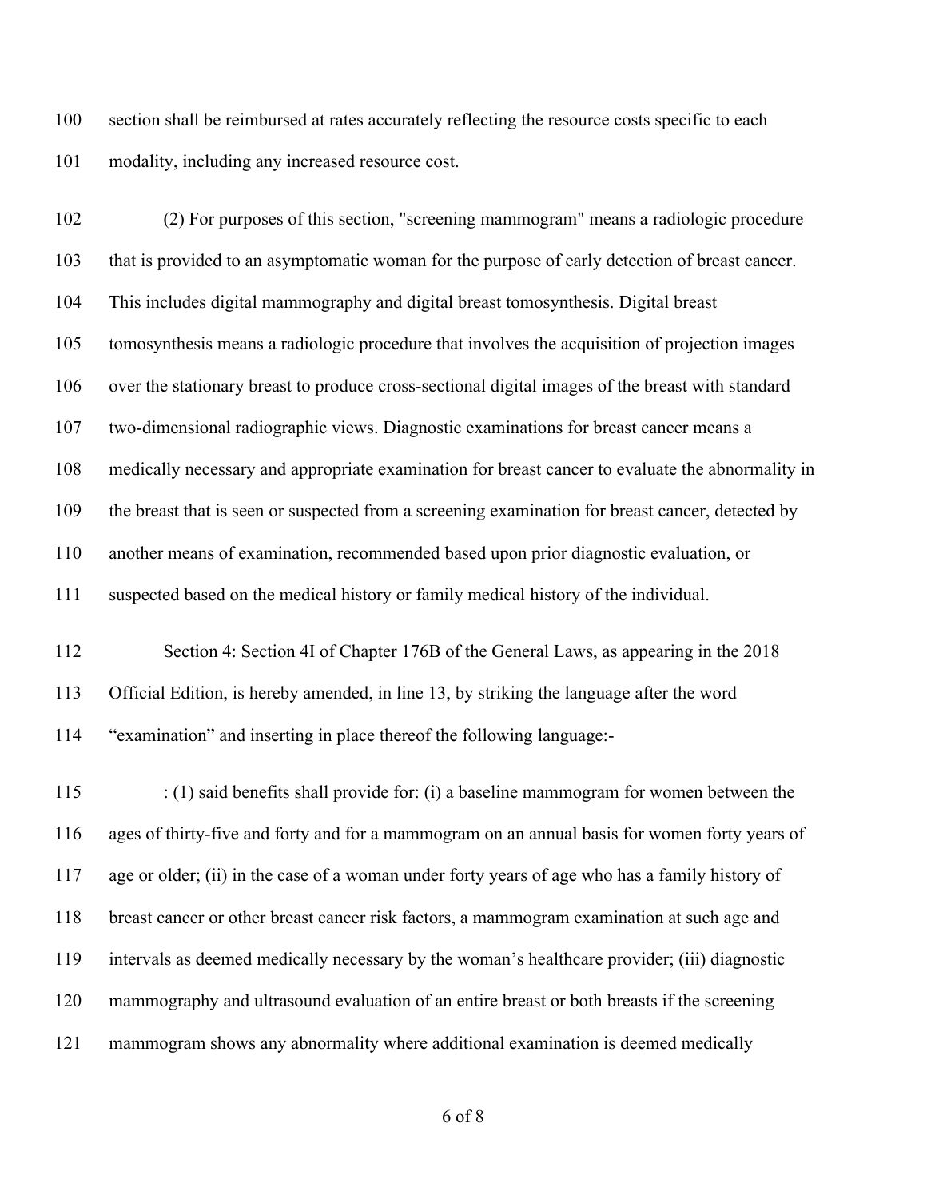section shall be reimbursed at rates accurately reflecting the resource costs specific to each modality, including any increased resource cost.

(2) For purposes of this section, "screening mammogram" means a radiologic procedure that is provided to an asymptomatic woman for the purpose of early detection of breast cancer. This includes digital mammography and digital breast tomosynthesis. Digital breast tomosynthesis means a radiologic procedure that involves the acquisition of projection images over the stationary breast to produce cross-sectional digital images of the breast with standard two-dimensional radiographic views. Diagnostic examinations for breast cancer means a medically necessary and appropriate examination for breast cancer to evaluate the abnormality in the breast that is seen or suspected from a screening examination for breast cancer, detected by another means of examination, recommended based upon prior diagnostic evaluation, or suspected based on the medical history or family medical history of the individual.

Section 4: Section 4I of Chapter 176B of the General Laws, as appearing in the 2018 Official Edition, is hereby amended, in line 13, by striking the language after the word "examination" and inserting in place thereof the following language:-

: (1) said benefits shall provide for: (i) a baseline mammogram for women between the ages of thirty-five and forty and for a mammogram on an annual basis for women forty years of age or older; (ii) in the case of a woman under forty years of age who has a family history of breast cancer or other breast cancer risk factors, a mammogram examination at such age and intervals as deemed medically necessary by the woman's healthcare provider; (iii) diagnostic mammography and ultrasound evaluation of an entire breast or both breasts if the screening mammogram shows any abnormality where additional examination is deemed medically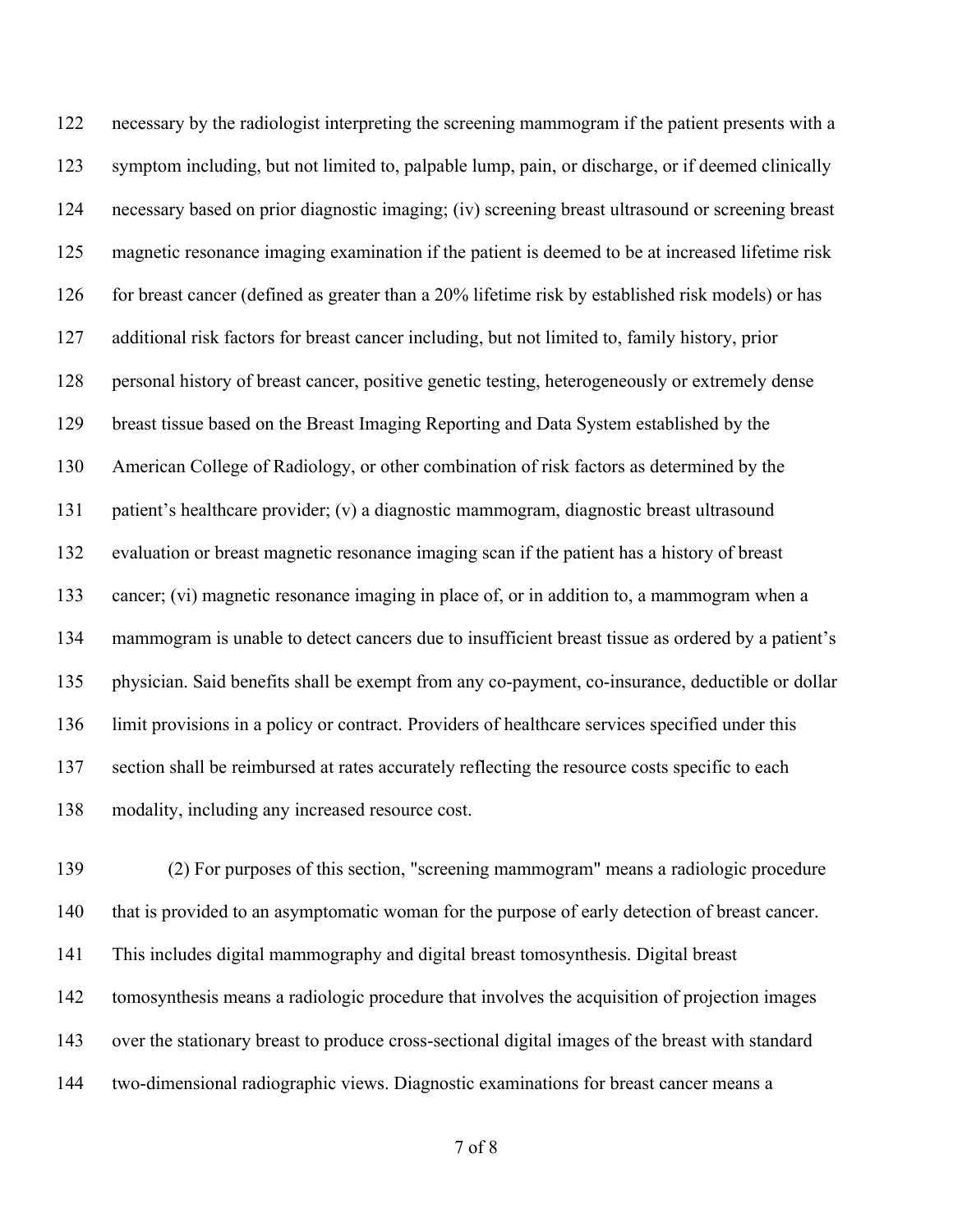necessary by the radiologist interpreting the screening mammogram if the patient presents with a symptom including, but not limited to, palpable lump, pain, or discharge, or if deemed clinically necessary based on prior diagnostic imaging; (iv) screening breast ultrasound or screening breast magnetic resonance imaging examination if the patient is deemed to be at increased lifetime risk for breast cancer (defined as greater than a 20% lifetime risk by established risk models) or has additional risk factors for breast cancer including, but not limited to, family history, prior personal history of breast cancer, positive genetic testing, heterogeneously or extremely dense breast tissue based on the Breast Imaging Reporting and Data System established by the American College of Radiology, or other combination of risk factors as determined by the patient's healthcare provider; (v) a diagnostic mammogram, diagnostic breast ultrasound evaluation or breast magnetic resonance imaging scan if the patient has a history of breast cancer; (vi) magnetic resonance imaging in place of, or in addition to, a mammogram when a mammogram is unable to detect cancers due to insufficient breast tissue as ordered by a patient's physician. Said benefits shall be exempt from any co-payment, co-insurance, deductible or dollar limit provisions in a policy or contract. Providers of healthcare services specified under this section shall be reimbursed at rates accurately reflecting the resource costs specific to each modality, including any increased resource cost.

(2) For purposes of this section, "screening mammogram" means a radiologic procedure that is provided to an asymptomatic woman for the purpose of early detection of breast cancer. This includes digital mammography and digital breast tomosynthesis. Digital breast tomosynthesis means a radiologic procedure that involves the acquisition of projection images over the stationary breast to produce cross-sectional digital images of the breast with standard two-dimensional radiographic views. Diagnostic examinations for breast cancer means a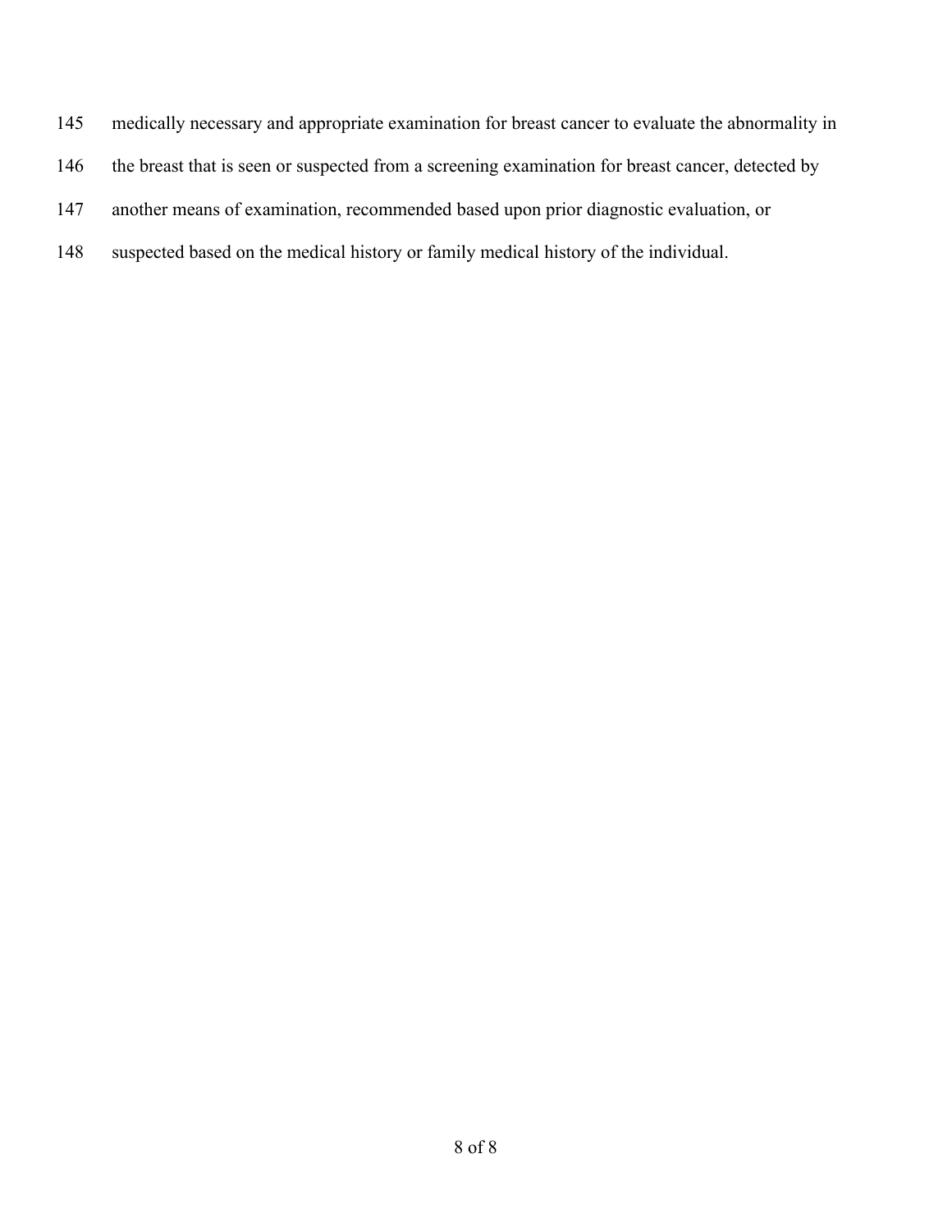145 medically necessary and appropriate examination for breast cancer to evaluate the abnormality in

146 the breast that is seen or suspected from a screening examination for breast cancer, detected by

147 another means of examination, recommended based upon prior diagnostic evaluation, or

148 suspected based on the medical history or family medical history of the individual.